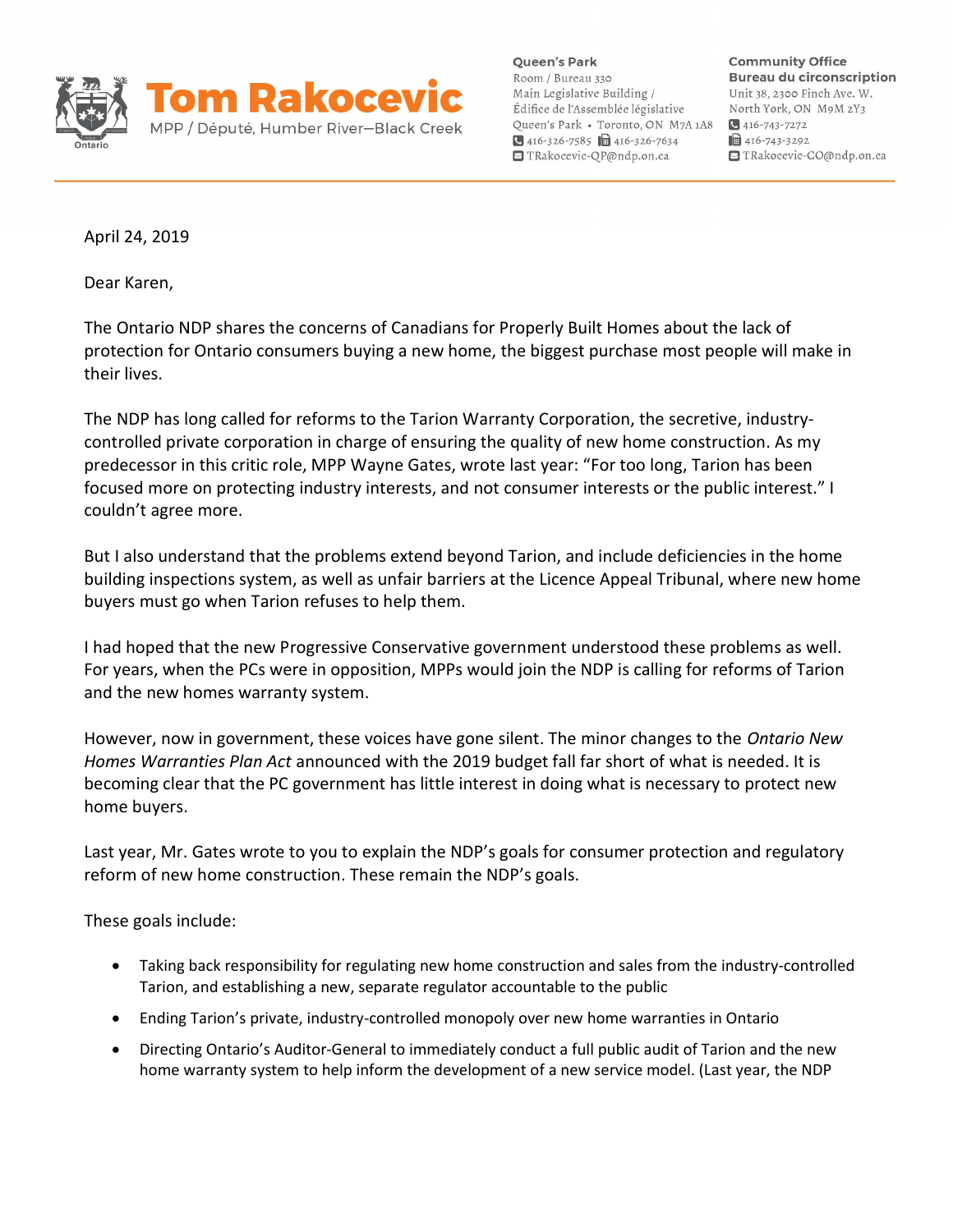# Tom Rakocevic

MPP / Député, Humber River—Black Creek

**Queen's Park**
Room / Bureau 330
Main Legislative Building /
Édifice de l'Assemblée législative
Queen's Park • Toronto, ON M7A 1A8
416-326-7585 416-326-7634
TRakocevic-QP@ndp.on.ca

**Community Office**
**Bureau du circonscription**
Unit 38, 2300 Finch Ave. W.
North York, ON M9M 2Y3
416-743-7272
416-743-3292
TRakocevic-CO@ndp.on.ca

April 24, 2019

Dear Karen,

The Ontario NDP shares the concerns of Canadians for Properly Built Homes about the lack of protection for Ontario consumers buying a new home, the biggest purchase most people will make in their lives.

The NDP has long called for reforms to the Tarion Warranty Corporation, the secretive, industry-controlled private corporation in charge of ensuring the quality of new home construction. As my predecessor in this critic role, MPP Wayne Gates, wrote last year: "For too long, Tarion has been focused more on protecting industry interests, and not consumer interests or the public interest." I couldn't agree more.

But I also understand that the problems extend beyond Tarion, and include deficiencies in the home building inspections system, as well as unfair barriers at the Licence Appeal Tribunal, where new home buyers must go when Tarion refuses to help them.

I had hoped that the new Progressive Conservative government understood these problems as well. For years, when the PCs were in opposition, MPPs would join the NDP is calling for reforms of Tarion and the new homes warranty system.

However, now in government, these voices have gone silent. The minor changes to the *Ontario New Homes Warranties Plan Act* announced with the 2019 budget fall far short of what is needed. It is becoming clear that the PC government has little interest in doing what is necessary to protect new home buyers.

Last year, Mr. Gates wrote to you to explain the NDP's goals for consumer protection and regulatory reform of new home construction. These remain the NDP's goals.

These goals include:

- Taking back responsibility for regulating new home construction and sales from the industry-controlled Tarion, and establishing a new, separate regulator accountable to the public
- Ending Tarion's private, industry-controlled monopoly over new home warranties in Ontario
- Directing Ontario's Auditor-General to immediately conduct a full public audit of Tarion and the new home warranty system to help inform the development of a new service model. (Last year, the NDP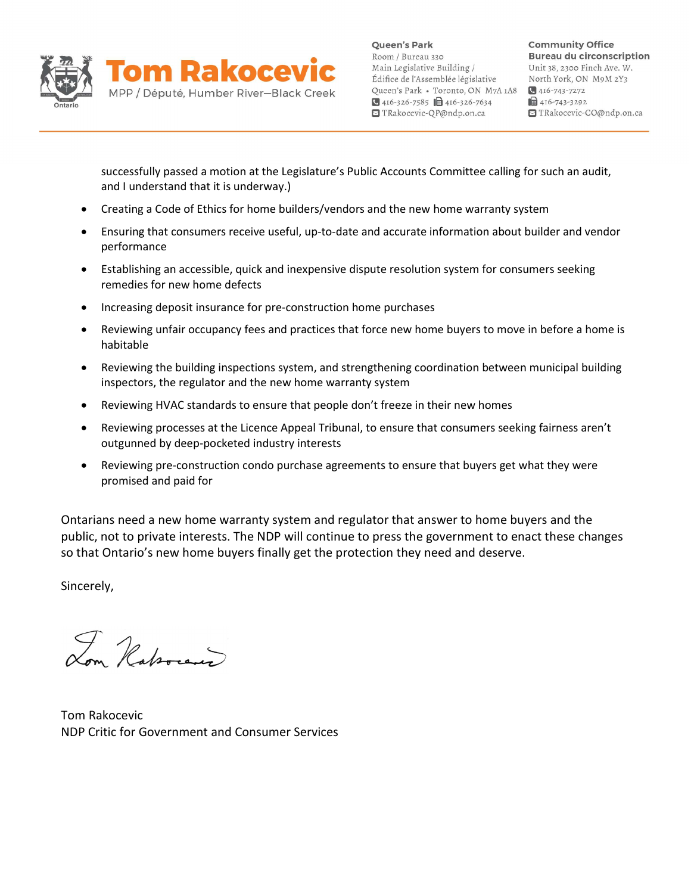successfully passed a motion at the Legislature's Public Accounts Committee calling for such an audit, and I understand that it is underway.)

- Creating a Code of Ethics for home builders/vendors and the new home warranty system
- Ensuring that consumers receive useful, up-to-date and accurate information about builder and vendor performance
- Establishing an accessible, quick and inexpensive dispute resolution system for consumers seeking remedies for new home defects
- Increasing deposit insurance for pre-construction home purchases
- Reviewing unfair occupancy fees and practices that force new home buyers to move in before a home is habitable
- Reviewing the building inspections system, and strengthening coordination between municipal building inspectors, the regulator and the new home warranty system
- Reviewing HVAC standards to ensure that people don't freeze in their new homes
- Reviewing processes at the Licence Appeal Tribunal, to ensure that consumers seeking fairness aren't outgunned by deep-pocketed industry interests
- Reviewing pre-construction condo purchase agreements to ensure that buyers get what they were promised and paid for

Ontarians need a new home warranty system and regulator that answer to home buyers and the public, not to private interests. The NDP will continue to press the government to enact these changes so that Ontario's new home buyers finally get the protection they need and deserve.

Sincerely,

Tom Rakocevic
NDP Critic for Government and Consumer Services